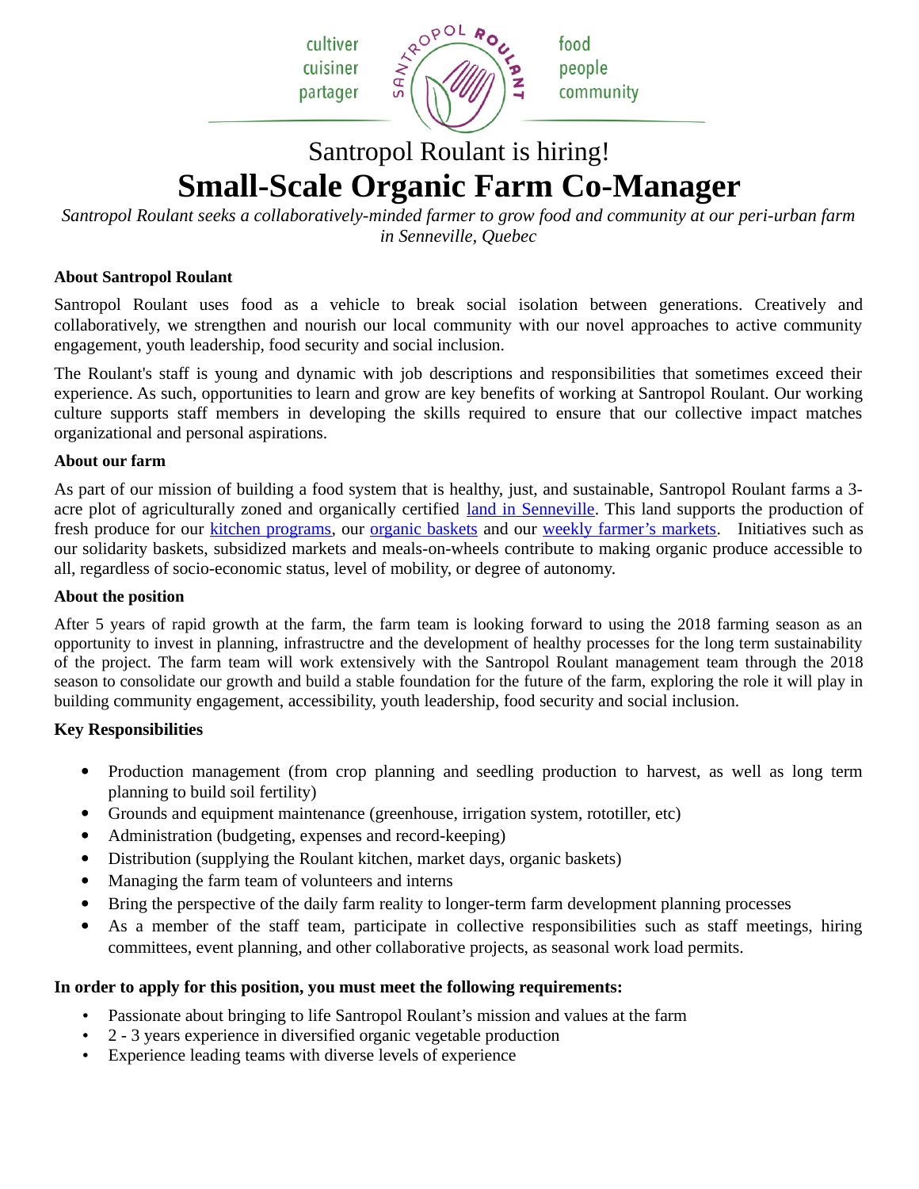cultiver
cuisiner
partager

food
people
community

Santropol Roulant is hiring!

# Small-Scale Organic Farm Co-Manager

*Santropol Roulant seeks a collaboratively-minded farmer to grow food and community at our peri-urban farm in Senneville, Quebec*

**About Santropol Roulant**

Santropol Roulant uses food as a vehicle to break social isolation between generations. Creatively and collaboratively, we strengthen and nourish our local community with our novel approaches to active community engagement, youth leadership, food security and social inclusion.

The Roulant's staff is young and dynamic with job descriptions and responsibilities that sometimes exceed their experience. As such, opportunities to learn and grow are key benefits of working at Santropol Roulant. Our working culture supports staff members in developing the skills required to ensure that our collective impact matches organizational and personal aspirations.

**About our farm**

As part of our mission of building a food system that is healthy, just, and sustainable, Santropol Roulant farms a 3-acre plot of agriculturally zoned and organically certified land in Senneville. This land supports the production of fresh produce for our kitchen programs, our organic baskets and our weekly farmer's markets. Initiatives such as our solidarity baskets, subsidized markets and meals-on-wheels contribute to making organic produce accessible to all, regardless of socio-economic status, level of mobility, or degree of autonomy.

**About the position**

After 5 years of rapid growth at the farm, the farm team is looking forward to using the 2018 farming season as an opportunity to invest in planning, infrastructre and the development of healthy processes for the long term sustainability of the project. The farm team will work extensively with the Santropol Roulant management team through the 2018 season to consolidate our growth and build a stable foundation for the future of the farm, exploring the role it will play in building community engagement, accessibility, youth leadership, food security and social inclusion.

**Key Responsibilities**

- Production management (from crop planning and seedling production to harvest, as well as long term planning to build soil fertility)
- Grounds and equipment maintenance (greenhouse, irrigation system, rototiller, etc)
- Administration (budgeting, expenses and record-keeping)
- Distribution (supplying the Roulant kitchen, market days, organic baskets)
- Managing the farm team of volunteers and interns
- Bring the perspective of the daily farm reality to longer-term farm development planning processes
- As a member of the staff team, participate in collective responsibilities such as staff meetings, hiring committees, event planning, and other collaborative projects, as seasonal work load permits.

**In order to apply for this position, you must meet the following requirements:**

- Passionate about bringing to life Santropol Roulant's mission and values at the farm
- 2 - 3 years experience in diversified organic vegetable production
- Experience leading teams with diverse levels of experience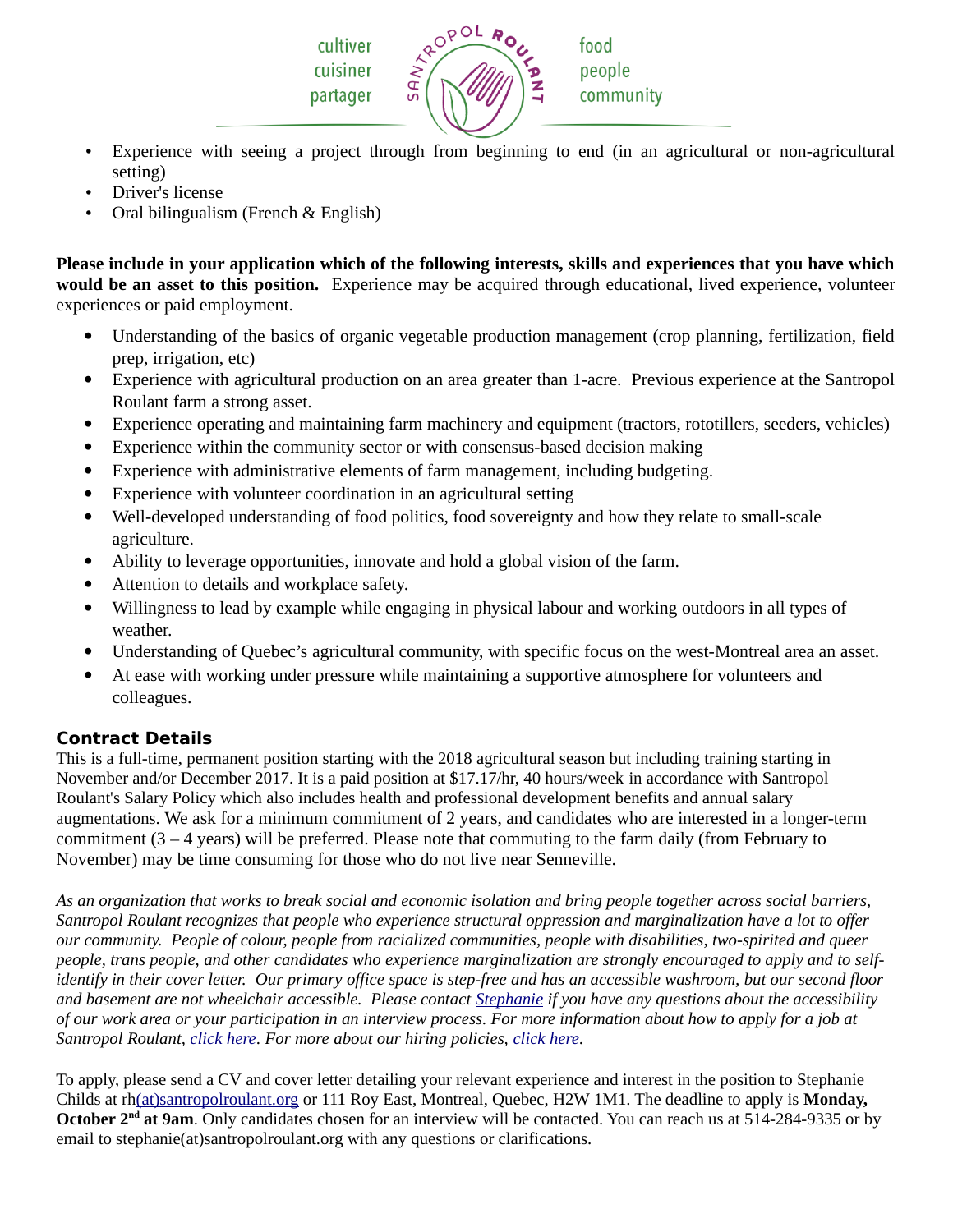- Experience with seeing a project through from beginning to end (in an agricultural or non-agricultural setting)
- Driver's license
- Oral bilingualism (French & English)

**Please include in your application which of the following interests, skills and experiences that you have which would be an asset to this position.** Experience may be acquired through educational, lived experience, volunteer experiences or paid employment.

- Understanding of the basics of organic vegetable production management (crop planning, fertilization, field prep, irrigation, etc)
- Experience with agricultural production on an area greater than 1-acre. Previous experience at the Santropol Roulant farm a strong asset.
- Experience operating and maintaining farm machinery and equipment (tractors, rototillers, seeders, vehicles)
- Experience within the community sector or with consensus-based decision making
- Experience with administrative elements of farm management, including budgeting.
- Experience with volunteer coordination in an agricultural setting
- Well-developed understanding of food politics, food sovereignty and how they relate to small-scale agriculture.
- Ability to leverage opportunities, innovate and hold a global vision of the farm.
- Attention to details and workplace safety.
- Willingness to lead by example while engaging in physical labour and working outdoors in all types of weather.
- Understanding of Quebec's agricultural community, with specific focus on the west-Montreal area an asset.
- At ease with working under pressure while maintaining a supportive atmosphere for volunteers and colleagues.

### Contract Details

This is a full-time, permanent position starting with the 2018 agricultural season but including training starting in November and/or December 2017. It is a paid position at $17.17/hr, 40 hours/week in accordance with Santropol Roulant's Salary Policy which also includes health and professional development benefits and annual salary augmentations. We ask for a minimum commitment of 2 years, and candidates who are interested in a longer-term commitment (3 – 4 years) will be preferred. Please note that commuting to the farm daily (from February to November) may be time consuming for those who do not live near Senneville.

*As an organization that works to break social and economic isolation and bring people together across social barriers, Santropol Roulant recognizes that people who experience structural oppression and marginalization have a lot to offer our community. People of colour, people from racialized communities, people with disabilities, two-spirited and queer people, trans people, and other candidates who experience marginalization are strongly encouraged to apply and to self-identify in their cover letter. Our primary office space is step-free and has an accessible washroom, but our second floor and basement are not wheelchair accessible. Please contact Stephanie if you have any questions about the accessibility of our work area or your participation in an interview process. For more information about how to apply for a job at Santropol Roulant, click here. For more about our hiring policies, click here.*

To apply, please send a CV and cover letter detailing your relevant experience and interest in the position to Stephanie Childs at rh(at)santropolroulant.org or 111 Roy East, Montreal, Quebec, H2W 1M1. The deadline to apply is **Monday, October 2nd at 9am**. Only candidates chosen for an interview will be contacted. You can reach us at 514-284-9335 or by email to stephanie(at)santropolroulant.org with any questions or clarifications.